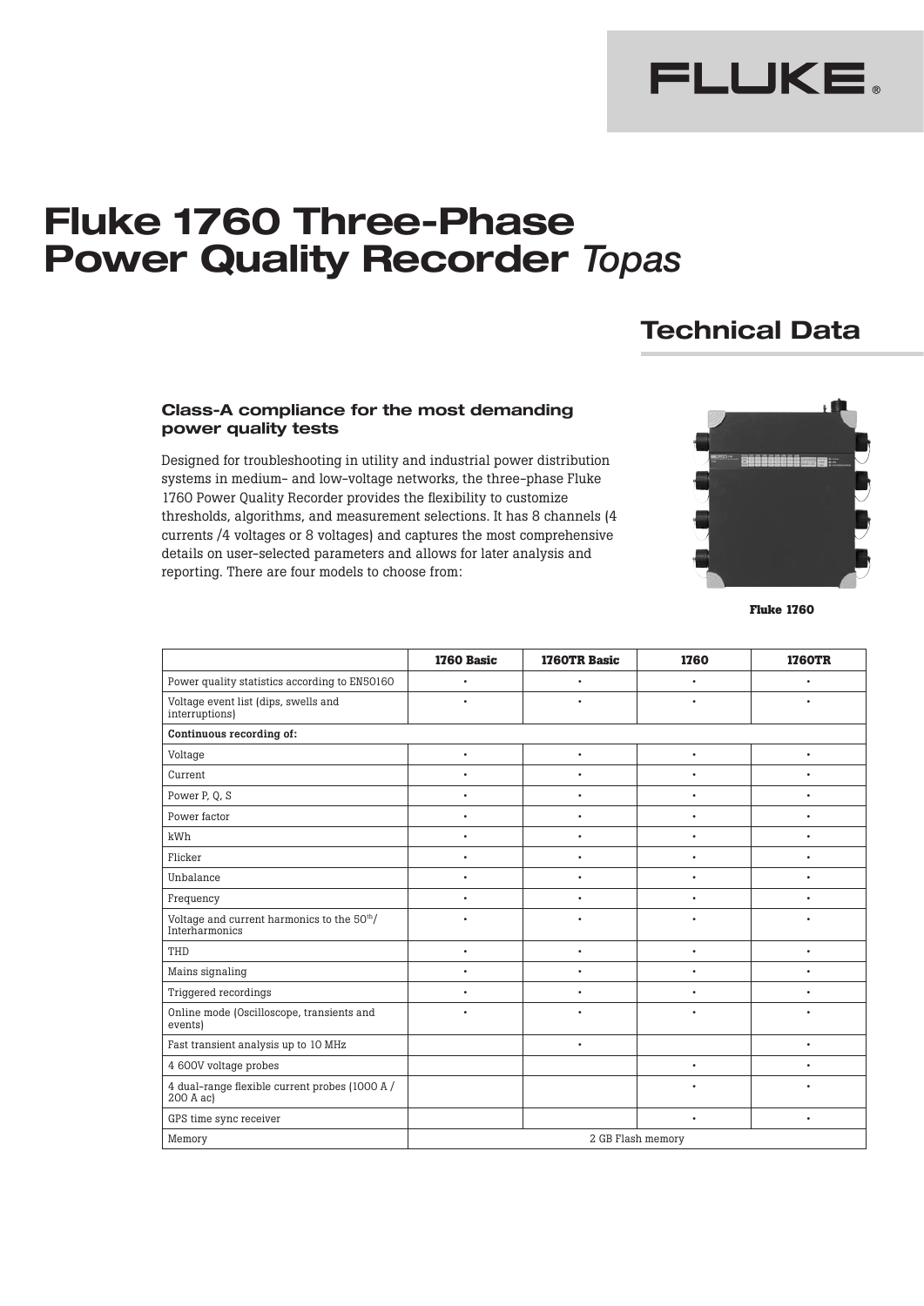FLUKE®

# Fluke 1760 Three-Phase Power Quality Recorder *Topas*

## Technical Data

### Class-A compliance for the most demanding power quality tests

Designed for troubleshooting in utility and industrial power distribution systems in medium- and low-voltage networks, the three-phase Fluke 1760 Power Quality Recorder provides the flexibility to customize thresholds, algorithms, and measurement selections. It has 8 channels (4 currents /4 voltages or 8 voltages) and captures the most comprehensive details on user-selected parameters and allows for later analysis and reporting. There are four models to choose from:

**Fluke 1760**

| | 1760 Basic | 1760TR Basic | 1760 | 1760TR |
|---|---|---|---|---|
| Power quality statistics according to EN50160 | • | • | • | • |
| Voltage event list (dips, swells and interruptions) | • | • | • | • |
| **Continuous recording of:** | | | | |
| Voltage | • | • | • | • |
| Current | • | • | • | • |
| Power P, Q, S | • | • | • | • |
| Power factor | • | • | • | • |
| kWh | • | • | • | • |
| Flicker | • | • | • | • |
| Unbalance | • | • | • | • |
| Frequency | • | • | • | • |
| Voltage and current harmonics to the 50th/ Interharmonics | • | • | • | • |
| THD | • | • | • | • |
| Mains signaling | • | • | • | • |
| Triggered recordings | • | • | • | • |
| Online mode (Oscilloscope, transients and events) | • | • | • | • |
| Fast transient analysis up to 10 MHz | | • | | • |
| 4 600V voltage probes | | | • | • |
| 4 dual-range flexible current probes (1000 A / 200 A ac) | | | • | • |
| GPS time sync receiver | | | • | • |
| Memory | 2 GB Flash memory | | | |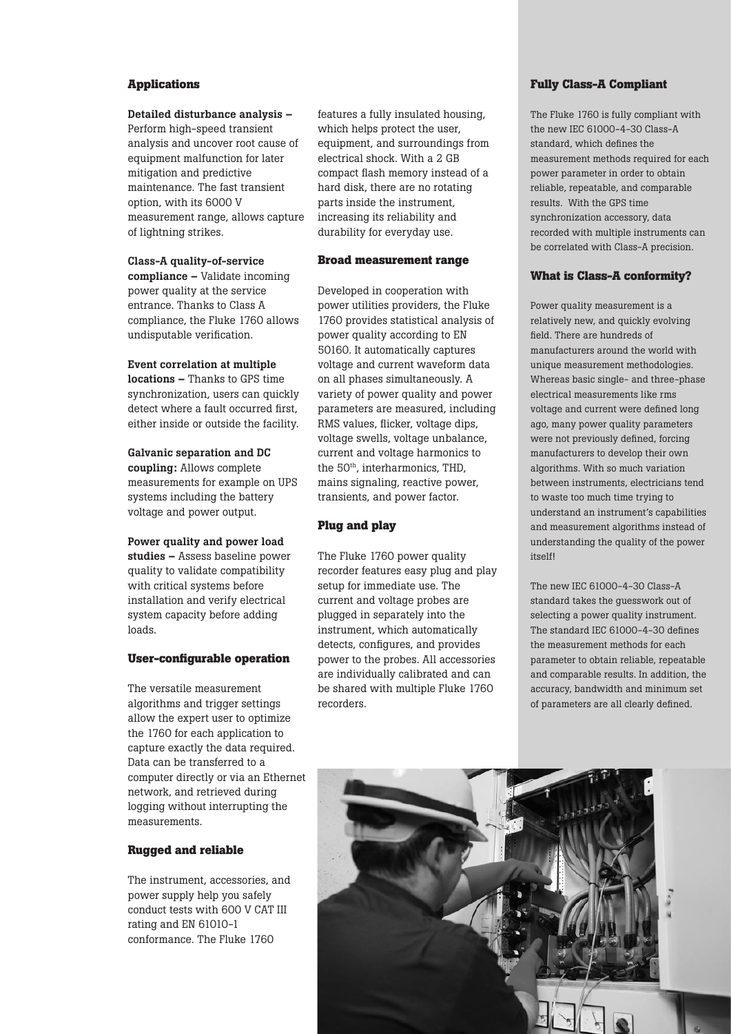## Applications

**Detailed disturbance analysis –** Perform high-speed transient analysis and uncover root cause of equipment malfunction for later mitigation and predictive maintenance. The fast transient option, with its 6000 V measurement range, allows capture of lightning strikes.

**Class-A quality-of-service compliance –** Validate incoming power quality at the service entrance. Thanks to Class A compliance, the Fluke 1760 allows undisputable verification.

**Event correlation at multiple locations –** Thanks to GPS time synchronization, users can quickly detect where a fault occurred first, either inside or outside the facility.

**Galvanic separation and DC coupling:** Allows complete measurements for example on UPS systems including the battery voltage and power output.

**Power quality and power load studies –** Assess baseline power quality to validate compatibility with critical systems before installation and verify electrical system capacity before adding loads.

## User-configurable operation

The versatile measurement algorithms and trigger settings allow the expert user to optimize the 1760 for each application to capture exactly the data required. Data can be transferred to a computer directly or via an Ethernet network, and retrieved during logging without interrupting the measurements.

## Rugged and reliable

The instrument, accessories, and power supply help you safely conduct tests with 600 V CAT III rating and EN 61010-1 conformance. The Fluke 1760 features a fully insulated housing, which helps protect the user, equipment, and surroundings from electrical shock. With a 2 GB compact flash memory instead of a hard disk, there are no rotating parts inside the instrument, increasing its reliability and durability for everyday use.

## Broad measurement range

Developed in cooperation with power utilities providers, the Fluke 1760 provides statistical analysis of power quality according to EN 50160. It automatically captures voltage and current waveform data on all phases simultaneously. A variety of power quality and power parameters are measured, including RMS values, flicker, voltage dips, voltage swells, voltage unbalance, current and voltage harmonics to the 50th, interharmonics, THD, mains signaling, reactive power, transients, and power factor.

## Plug and play

The Fluke 1760 power quality recorder features easy plug and play setup for immediate use. The current and voltage probes are plugged in separately into the instrument, which automatically detects, configures, and provides power to the probes. All accessories are individually calibrated and can be shared with multiple Fluke 1760 recorders.

## Fully Class-A Compliant

The Fluke 1760 is fully compliant with the new IEC 61000-4-30 Class-A standard, which defines the measurement methods required for each power parameter in order to obtain reliable, repeatable, and comparable results. With the GPS time synchronization accessory, data recorded with multiple instruments can be correlated with Class-A precision.

## What is Class-A conformity?

Power quality measurement is a relatively new, and quickly evolving field. There are hundreds of manufacturers around the world with unique measurement methodologies. Whereas basic single- and three-phase electrical measurements like rms voltage and current were defined long ago, many power quality parameters were not previously defined, forcing manufacturers to develop their own algorithms. With so much variation between instruments, electricians tend to waste too much time trying to understand an instrument's capabilities and measurement algorithms instead of understanding the quality of the power itself!

The new IEC 61000-4-30 Class-A standard takes the guesswork out of selecting a power quality instrument. The standard IEC 61000-4-30 defines the measurement methods for each parameter to obtain reliable, repeatable and comparable results. In addition, the accuracy, bandwidth and minimum set of parameters are all clearly defined.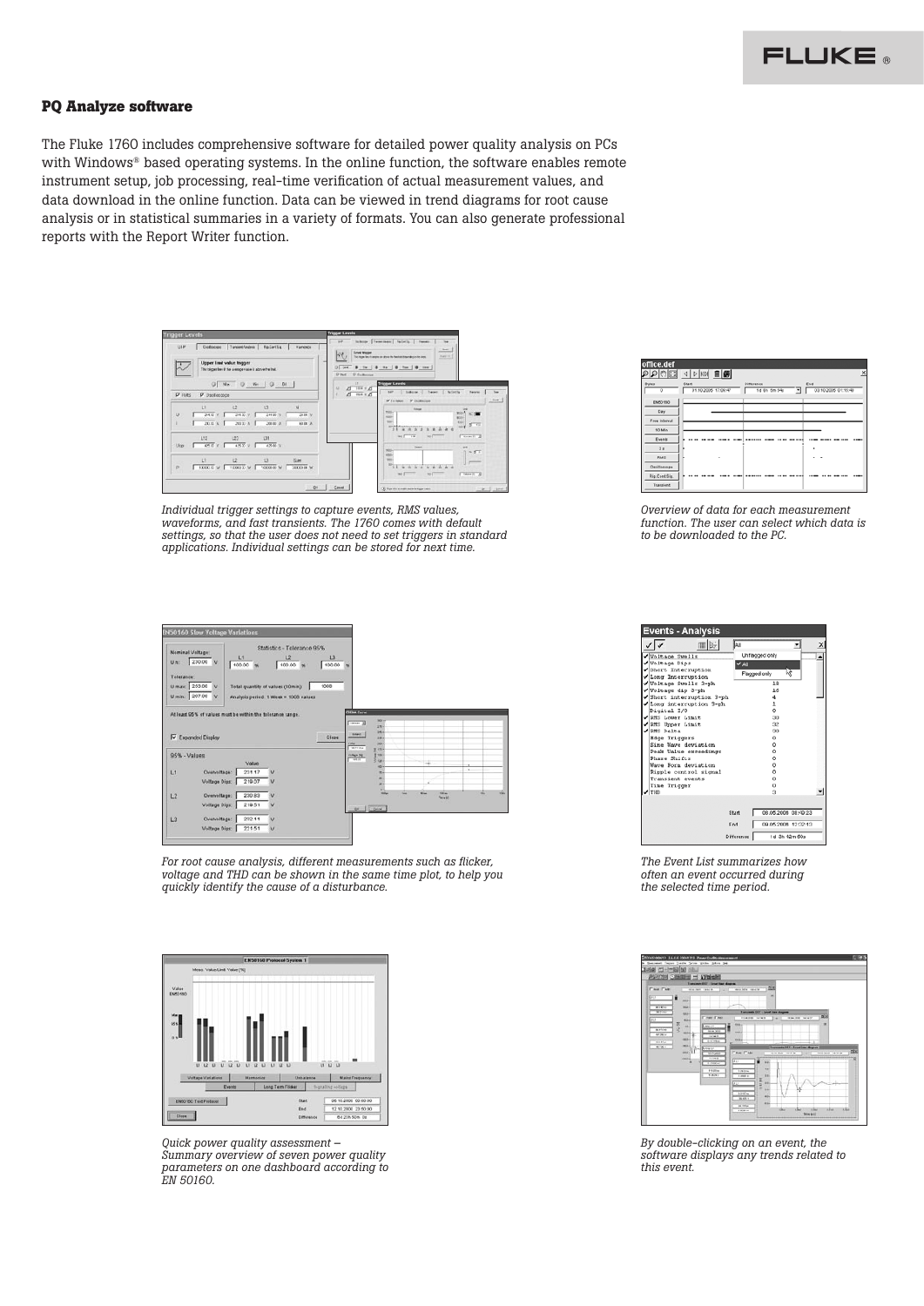## PQ Analyze software

The Fluke 1760 includes comprehensive software for detailed power quality analysis on PCs with Windows® based operating systems. In the online function, the software enables remote instrument setup, job processing, real-time verification of actual measurement values, and data download in the online function. Data can be viewed in trend diagrams for root cause analysis or in statistical summaries in a variety of formats. You can also generate professional reports with the Report Writer function.

*Individual trigger settings to capture events, RMS values, waveforms, and fast transients. The 1760 comes with default settings, so that the user does not need to set triggers in standard applications. Individual settings can be stored for next time.*

*Overview of data for each measurement function. The user can select which data is to be downloaded to the PC.*

*For root cause analysis, different measurements such as flicker, voltage and THD can be shown in the same time plot, to help you quickly identify the cause of a disturbance.*

*The Event List summarizes how often an event occurred during the selected time period.*

*Quick power quality assessment – Summary overview of seven power quality parameters on one dashboard according to EN 50160.*

*By double-clicking on an event, the software displays any trends related to this event.*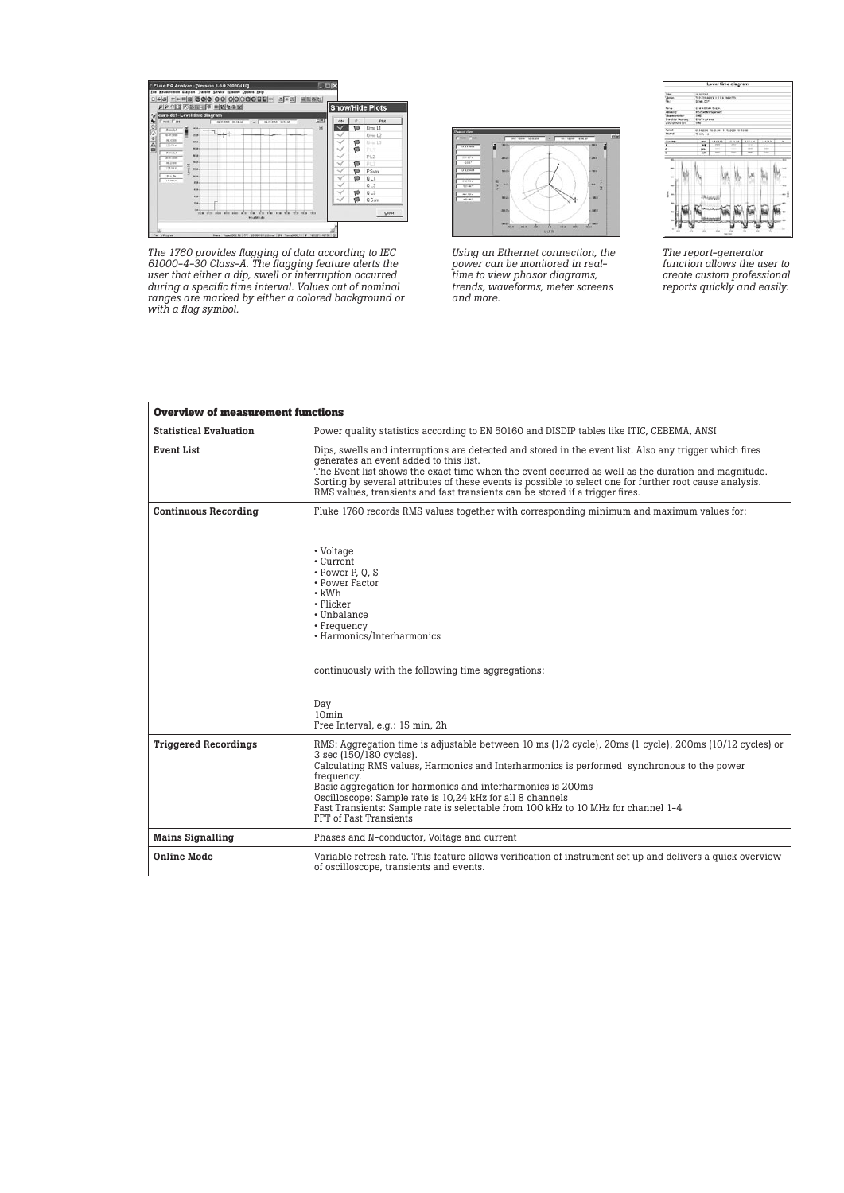*The 1760 provides flagging of data according to IEC 61000-4-30 Class-A. The flagging feature alerts the user that either a dip, swell or interruption occurred during a specific time interval. Values out of nominal ranges are marked by either a colored background or with a flag symbol.*

*Using an Ethernet connection, the power can be monitored in real-time to view phasor diagrams, trends, waveforms, meter screens and more.*

*The report-generator function allows the user to create custom professional reports quickly and easily.*

| **Overview of measurement functions** | |
|---|---|
| **Statistical Evaluation** | Power quality statistics according to EN 50160 and DISDIP tables like ITIC, CEBEMA, ANSI |
| **Event List** | Dips, swells and interruptions are detected and stored in the event list. Also any trigger which fires generates an event added to this list. The Event list shows the exact time when the event occurred as well as the duration and magnitude. Sorting by several attributes of these events is possible to select one for further root cause analysis. RMS values, transients and fast transients can be stored if a trigger fires. |
| **Continuous Recording** | Fluke 1760 records RMS values together with corresponding minimum and maximum values for: • Voltage • Current • Power P, Q, S • Power Factor • kWh • Flicker • Unbalance • Frequency • Harmonics/Interharmonics continuously with the following time aggregations: Day 10min Free Interval, e.g.: 15 min, 2h |
| **Triggered Recordings** | RMS: Aggregation time is adjustable between 10 ms (1/2 cycle), 20ms (1 cycle), 200ms (10/12 cycles) or 3 sec (150/180 cycles). Calculating RMS values, Harmonics and Interharmonics is performed synchronous to the power frequency. Basic aggregation for harmonics and interharmonics is 200ms Oscilloscope: Sample rate is 10,24 kHz for all 8 channels Fast Transients: Sample rate is selectable from 100 kHz to 10 MHz for channel 1-4 FFT of Fast Transients |
| **Mains Signalling** | Phases and N-conductor, Voltage and current |
| **Online Mode** | Variable refresh rate. This feature allows verification of instrument set up and delivers a quick overview of oscilloscope, transients and events. |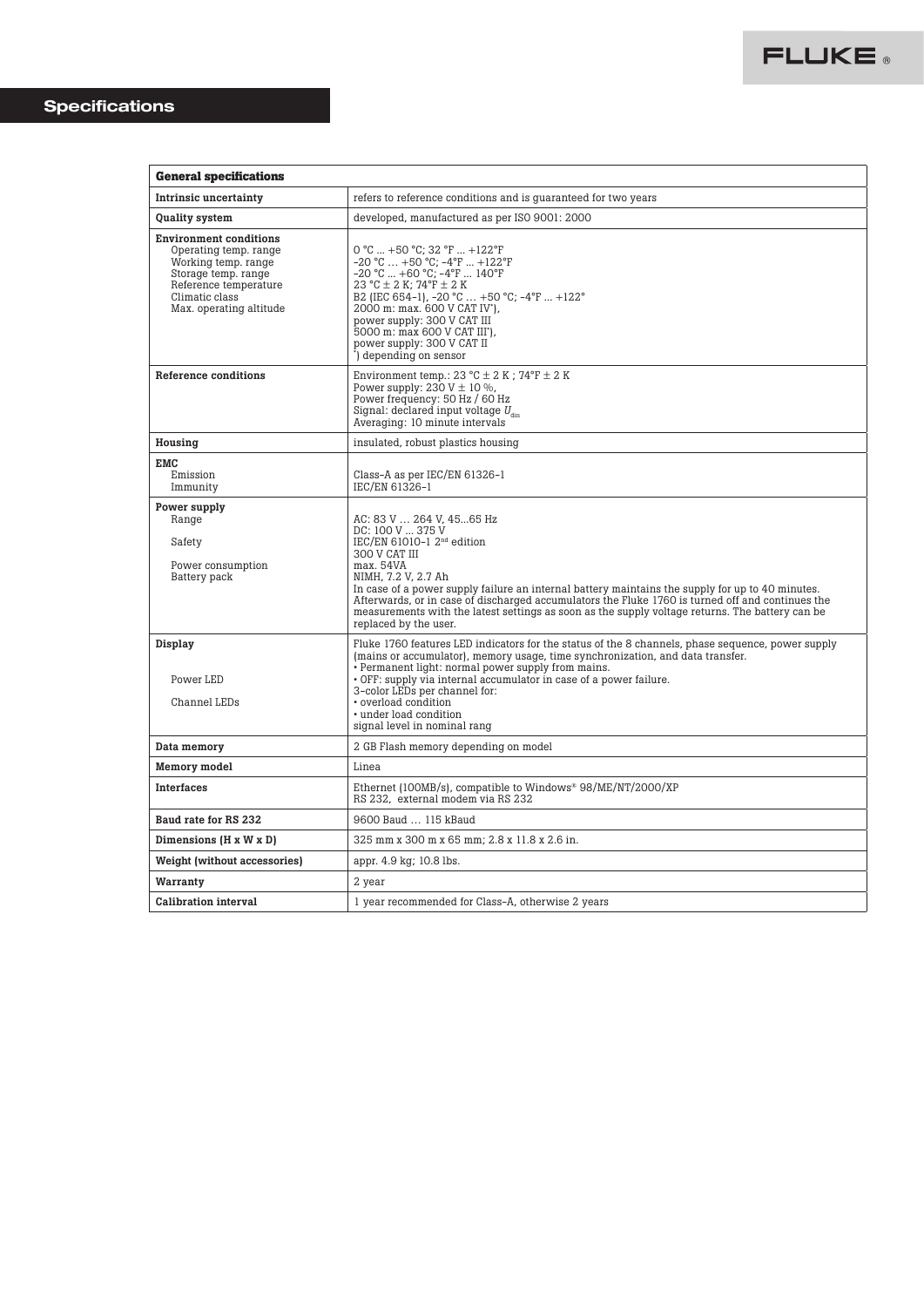## Specifications

| General specifications | |
|---|---|
| **Intrinsic uncertainty** | refers to reference conditions and is guaranteed for two years |
| **Quality system** | developed, manufactured as per ISO 9001: 2000 |
| **Environment conditions**<br>Operating temp. range<br>Working temp. range<br>Storage temp. range<br>Reference temperature<br>Climatic class<br>Max. operating altitude | <br>0 °C ... +50 °C; 32 °F ... +122°F<br>-20 °C … +50 °C; -4°F ... +122°F<br>-20 °C ... +60 °C; -4°F ... 140°F<br>23 °C ± 2 K; 74°F ± 2 K<br>B2 (IEC 654-1), -20 °C … +50 °C; -4°F ... +122°<br>2000 m: max. 600 V CAT IV*),<br>power supply: 300 V CAT III<br>5000 m: max 600 V CAT III*),<br>power supply: 300 V CAT II<br>*) depending on sensor |
| **Reference conditions** | Environment temp.: 23 °C ± 2 K ; 74°F ± 2 K<br>Power supply: 230 V ± 10 %,<br>Power frequency: 50 Hz / 60 Hz<br>Signal: declared input voltage $U_{din}$<br>Averaging: 10 minute intervals |
| **Housing** | insulated, robust plastics housing |
| **EMC**<br>Emission<br>Immunity | <br>Class-A as per IEC/EN 61326-1<br>IEC/EN 61326-1 |
| **Power supply**<br>Range<br><br>Safety<br><br>Power consumption<br>Battery pack | <br>AC: 83 V … 264 V, 45...65 Hz<br>DC: 100 V ... 375 V<br>IEC/EN 61010-1 2nd edition<br>300 V CAT III<br>max. 54VA<br>NIMH, 7.2 V, 2.7 Ah<br>In case of a power supply failure an internal battery maintains the supply for up to 40 minutes. Afterwards, or in case of discharged accumulators the Fluke 1760 is turned off and continues the measurements with the latest settings as soon as the supply voltage returns. The battery can be replaced by the user. |
| **Display**<br><br><br>Power LED<br><br>Channel LEDs | Fluke 1760 features LED indicators for the status of the 8 channels, phase sequence, power supply (mains or accumulator), memory usage, time synchronization, and data transfer.<br>• Permanent light: normal power supply from mains.<br>• OFF: supply via internal accumulator in case of a power failure.<br>3-color LEDs per channel for:<br>• overload condition<br>• under load condition<br>signal level in nominal rang |
| **Data memory** | 2 GB Flash memory depending on model |
| **Memory model** | Linea |
| **Interfaces** | Ethernet (100MB/s), compatible to Windows® 98/ME/NT/2000/XP<br>RS 232, external modem via RS 232 |
| **Baud rate for RS 232** | 9600 Baud … 115 kBaud |
| **Dimensions (H x W x D)** | 325 mm x 300 m x 65 mm; 2.8 x 11.8 x 2.6 in. |
| **Weight (without accessories)** | appr. 4.9 kg; 10.8 lbs. |
| **Warranty** | 2 year |
| **Calibration interval** | 1 year recommended for Class-A, otherwise 2 years |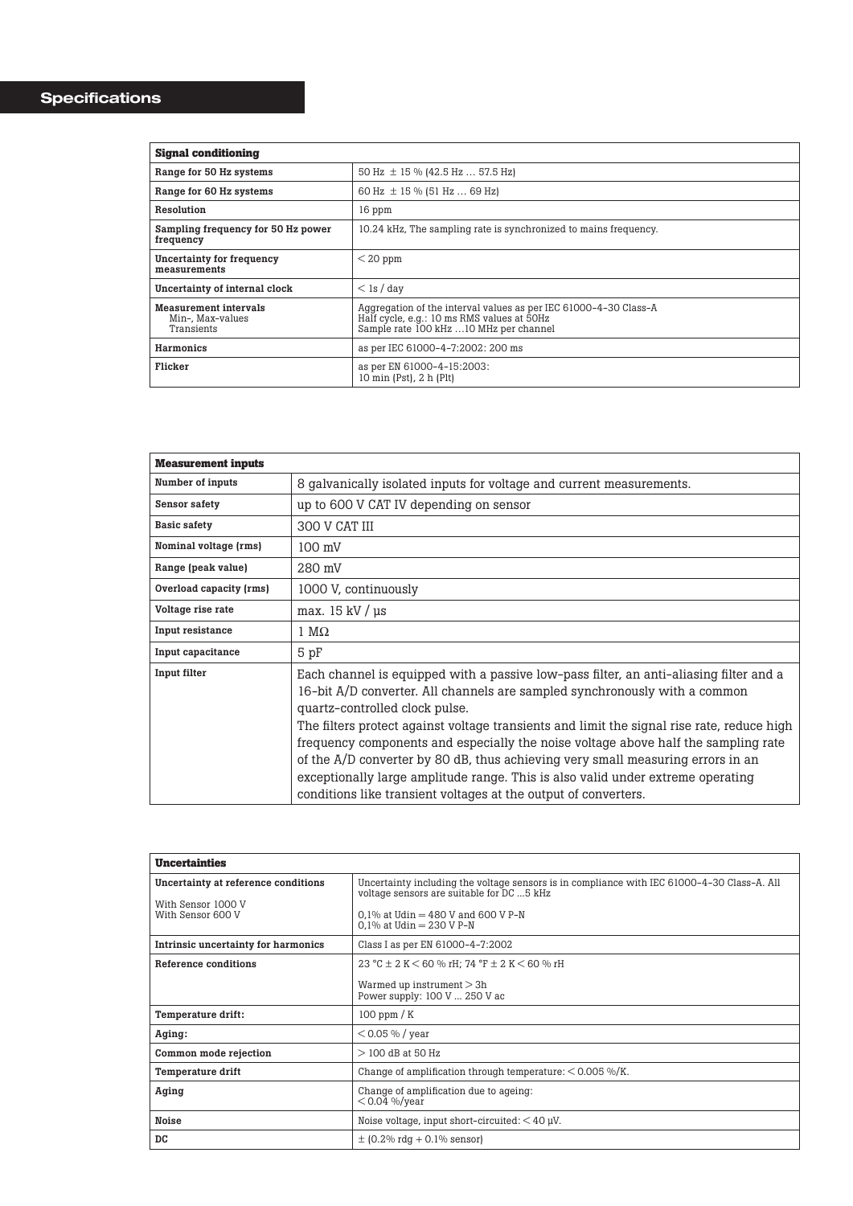# Specifications

| Signal conditioning | |
|---|---|
| **Range for 50 Hz systems** | 50 Hz ± 15 % (42.5 Hz … 57.5 Hz) |
| **Range for 60 Hz systems** | 60 Hz ± 15 % (51 Hz … 69 Hz) |
| **Resolution** | 16 ppm |
| **Sampling frequency for 50 Hz power frequency** | 10.24 kHz, The sampling rate is synchronized to mains frequency. |
| **Uncertainty for frequency measurements** | < 20 ppm |
| **Uncertainty of internal clock** | < 1s / day |
| **Measurement intervals**<br>Min-, Max-values<br>Transients | Aggregation of the interval values as per IEC 61000-4-30 Class-A<br>Half cycle, e.g.: 10 ms RMS values at 50Hz<br>Sample rate 100 kHz …10 MHz per channel |
| **Harmonics** | as per IEC 61000-4-7:2002: 200 ms |
| **Flicker** | as per EN 61000-4-15:2003:<br>10 min (Pst), 2 h (Plt) |

| Measurement inputs | |
|---|---|
| **Number of inputs** | 8 galvanically isolated inputs for voltage and current measurements. |
| **Sensor safety** | up to 600 V CAT IV depending on sensor |
| **Basic safety** | 300 V CAT III |
| **Nominal voltage (rms)** | 100 mV |
| **Range (peak value)** | 280 mV |
| **Overload capacity (rms)** | 1000 V, continuously |
| **Voltage rise rate** | max. 15 kV / µs |
| **Input resistance** | 1 MΩ |
| **Input capacitance** | 5 pF |
| **Input filter** | Each channel is equipped with a passive low-pass filter, an anti-aliasing filter and a 16-bit A/D converter. All channels are sampled synchronously with a common quartz-controlled clock pulse.<br>The filters protect against voltage transients and limit the signal rise rate, reduce high frequency components and especially the noise voltage above half the sampling rate of the A/D converter by 80 dB, thus achieving very small measuring errors in an exceptionally large amplitude range. This is also valid under extreme operating conditions like transient voltages at the output of converters. |

| Uncertainties | |
|---|---|
| **Uncertainty at reference conditions**<br><br>With Sensor 1000 V<br>With Sensor 600 V | Uncertainty including the voltage sensors is in compliance with IEC 61000-4-30 Class-A. All voltage sensors are suitable for DC ...5 kHz<br><br>0,1% at Udin = 480 V and 600 V P-N<br>0,1% at Udin = 230 V P-N |
| **Intrinsic uncertainty for harmonics** | Class I as per EN 61000-4-7:2002 |
| **Reference conditions** | 23 °C ± 2 K < 60 % rH; 74 °F ± 2 K < 60 % rH<br><br>Warmed up instrument > 3h<br>Power supply: 100 V ... 250 V ac |
| **Temperature drift:** | 100 ppm / K |
| **Aging:** | < 0.05 % / year |
| **Common mode rejection** | > 100 dB at 50 Hz |
| **Temperature drift** | Change of amplification through temperature: < 0.005 %/K. |
| **Aging** | Change of amplification due to ageing:<br>< 0.04 %/year |
| **Noise** | Noise voltage, input short-circuited: < 40 µV. |
| **DC** | ± (0.2% rdg + 0.1% sensor) |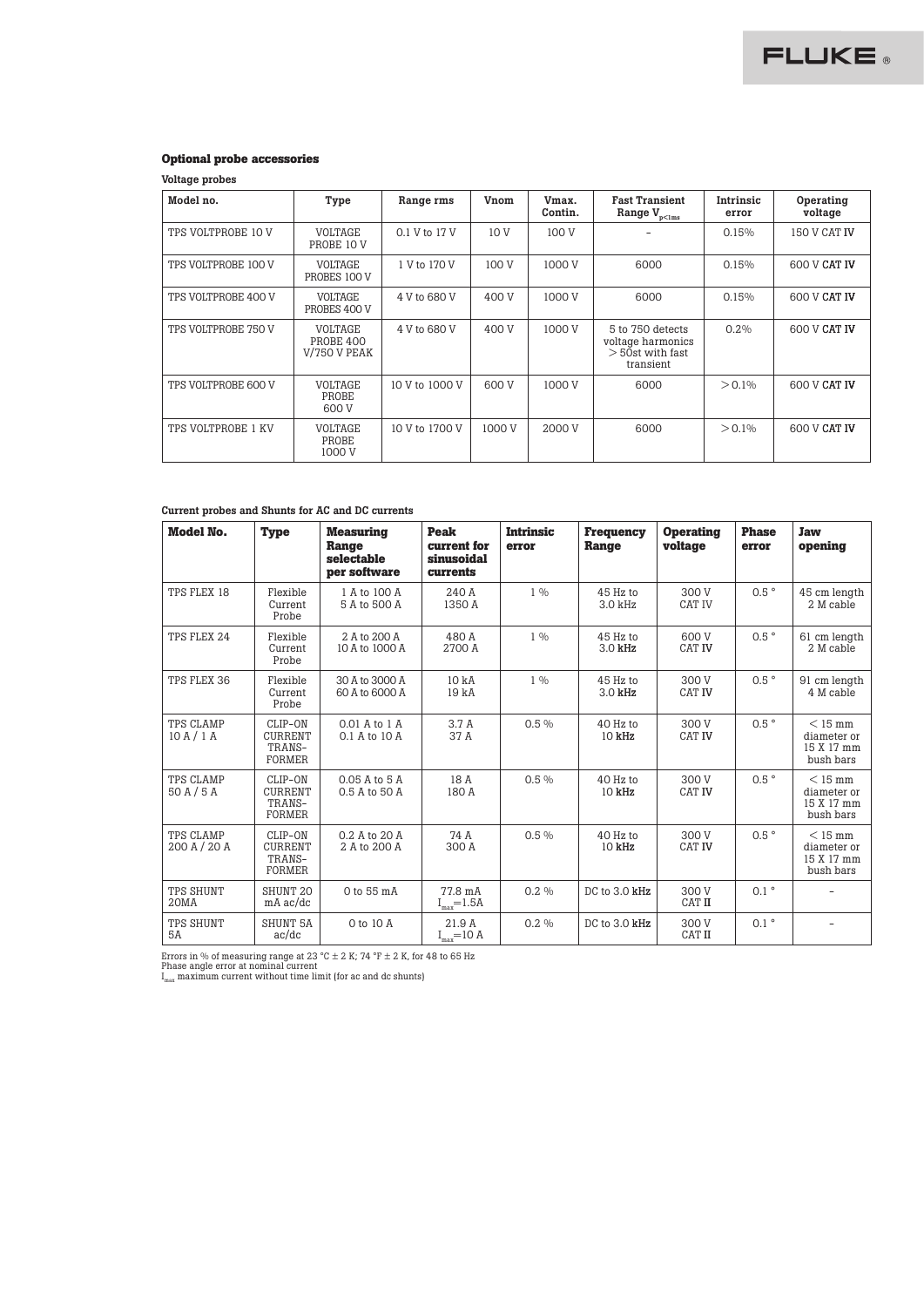### Optional probe accessories

**Voltage probes**

| Model no. | Type | Range rms | Vnom | Vmax. Contin. | Fast Transient Range $V_{p<1ms}$ | Intrinsic error | Operating voltage |
|---|---|---|---|---|---|---|---|
| TPS VOLTPROBE 10 V | VOLTAGE PROBE 10 V | 0.1 V to 17 V | 10 V | 100 V | – | 0.15% | 150 V CAT IV |
| TPS VOLTPROBE 100 V | VOLTAGE PROBES 100 V | 1 V to 170 V | 100 V | 1000 V | 6000 | 0.15% | 600 V CAT IV |
| TPS VOLTPROBE 400 V | VOLTAGE PROBES 400 V | 4 V to 680 V | 400 V | 1000 V | 6000 | 0.15% | 600 V CAT IV |
| TPS VOLTPROBE 750 V | VOLTAGE PROBE 400 V/750 V PEAK | 4 V to 680 V | 400 V | 1000 V | 5 to 750 detects voltage harmonics > 50st with fast transient | 0.2% | 600 V CAT IV |
| TPS VOLTPROBE 600 V | VOLTAGE PROBE 600 V | 10 V to 1000 V | 600 V | 1000 V | 6000 | > 0.1% | 600 V CAT IV |
| TPS VOLTPROBE 1 KV | VOLTAGE PROBE 1000 V | 10 V to 1700 V | 1000 V | 2000 V | 6000 | > 0.1% | 600 V CAT IV |

**Current probes and Shunts for AC and DC currents**

| Model No. | Type | Measuring Range selectable per software | Peak current for sinusoidal currents | Intrinsic error | Frequency Range | Operating voltage | Phase error | Jaw opening |
|---|---|---|---|---|---|---|---|---|
| TPS FLEX 18 | Flexible Current Probe | 1 A to 100 A<br>5 A to 500 A | 240 A<br>1350 A | 1 % | 45 Hz to 3.0 kHz | 300 V CAT IV | 0.5 ° | 45 cm length 2 M cable |
| TPS FLEX 24 | Flexible Current Probe | 2 A to 200 A<br>10 A to 1000 A | 480 A<br>2700 A | 1 % | 45 Hz to 3.0 kHz | 600 V CAT IV | 0.5 ° | 61 cm length 2 M cable |
| TPS FLEX 36 | Flexible Current Probe | 30 A to 3000 A<br>60 A to 6000 A | 10 kA<br>19 kA | 1 % | 45 Hz to 3.0 kHz | 300 V CAT IV | 0.5 ° | 91 cm length 4 M cable |
| TPS CLAMP 10 A / 1 A | CLIP-ON CURRENT TRANS-FORMER | 0.01 A to 1 A<br>0.1 A to 10 A | 3.7 A<br>37 A | 0.5 % | 40 Hz to 10 kHz | 300 V CAT IV | 0.5 ° | < 15 mm diameter or 15 X 17 mm bush bars |
| TPS CLAMP 50 A / 5 A | CLIP-ON CURRENT TRANS-FORMER | 0.05 A to 5 A<br>0.5 A to 50 A | 18 A<br>180 A | 0.5 % | 40 Hz to 10 kHz | 300 V CAT IV | 0.5 ° | < 15 mm diameter or 15 X 17 mm bush bars |
| TPS CLAMP 200 A / 20 A | CLIP-ON CURRENT TRANS-FORMER | 0.2 A to 20 A<br>2 A to 200 A | 74 A<br>300 A | 0.5 % | 40 Hz to 10 kHz | 300 V CAT IV | 0.5 ° | < 15 mm diameter or 15 X 17 mm bush bars |
| TPS SHUNT 20MA | SHUNT 20 mA ac/dc | 0 to 55 mA | 77.8 mA<br>$I_{max}$=1.5A | 0.2 % | DC to 3.0 kHz | 300 V CAT II | 0.1 ° | – |
| TPS SHUNT 5A | SHUNT 5A ac/dc | 0 to 10 A | 21.9 A<br>$I_{max}$=10 A | 0.2 % | DC to 3.0 kHz | 300 V CAT II | 0.1 ° | – |

Errors in % of measuring range at 23 °C ± 2 K; 74 °F ± 2 K, for 48 to 65 Hz
Phase angle error at nominal current
$I_{max}$ maximum current without time limit (for ac and dc shunts)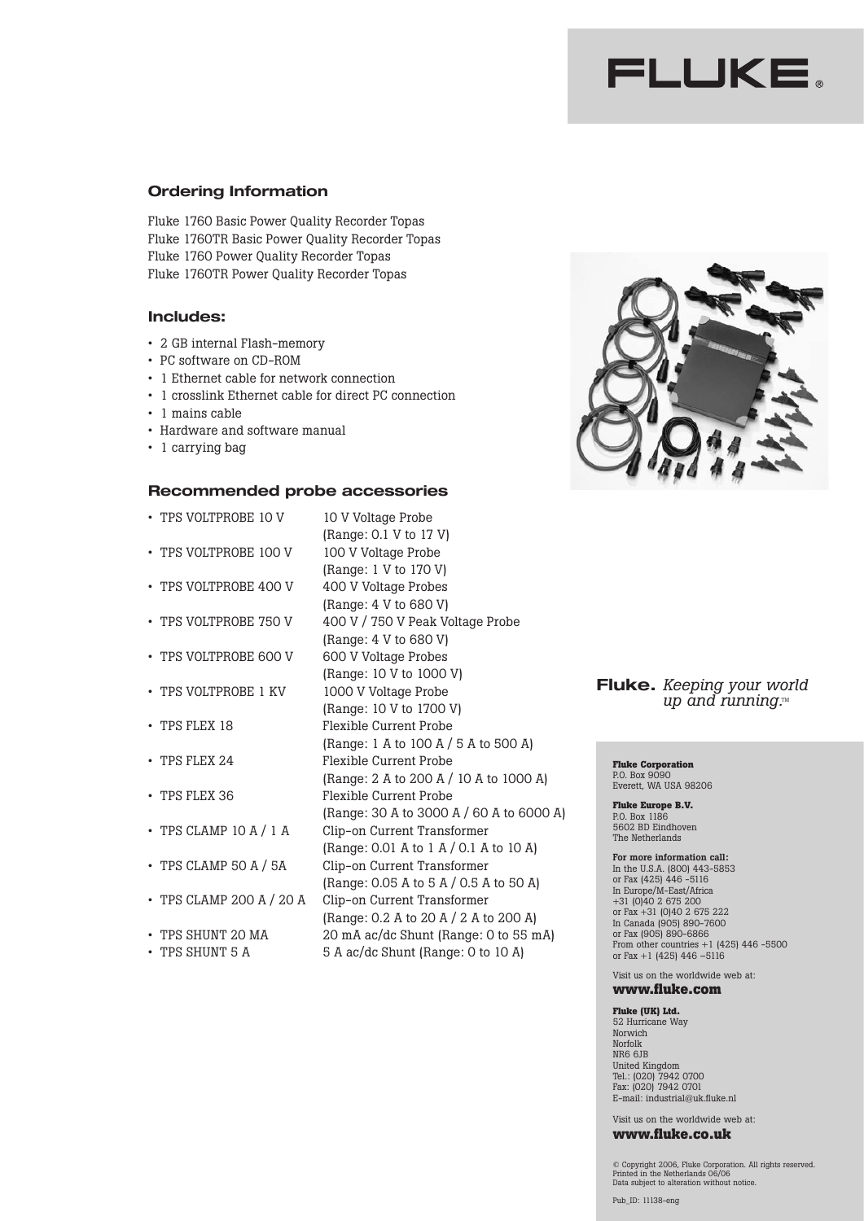FLUKE®

## Ordering Information

Fluke 1760 Basic Power Quality Recorder Topas
Fluke 1760TR Basic Power Quality Recorder Topas
Fluke 1760 Power Quality Recorder Topas
Fluke 1760TR Power Quality Recorder Topas

### Includes:

- 2 GB internal Flash-memory
- PC software on CD-ROM
- 1 Ethernet cable for network connection
- 1 crosslink Ethernet cable for direct PC connection
- 1 mains cable
- Hardware and software manual
- 1 carrying bag

### Recommended probe accessories

| | |
|---|---|
| • TPS VOLTPROBE 10 V | 10 V Voltage Probe (Range: 0.1 V to 17 V) |
| • TPS VOLTPROBE 100 V | 100 V Voltage Probe (Range: 1 V to 170 V) |
| • TPS VOLTPROBE 400 V | 400 V Voltage Probes (Range: 4 V to 680 V) |
| • TPS VOLTPROBE 750 V | 400 V / 750 V Peak Voltage Probe (Range: 4 V to 680 V) |
| • TPS VOLTPROBE 600 V | 600 V Voltage Probes (Range: 10 V to 1000 V) |
| • TPS VOLTPROBE 1 KV | 1000 V Voltage Probe (Range: 10 V to 1700 V) |
| • TPS FLEX 18 | Flexible Current Probe (Range: 1 A to 100 A / 5 A to 500 A) |
| • TPS FLEX 24 | Flexible Current Probe (Range: 2 A to 200 A / 10 A to 1000 A) |
| • TPS FLEX 36 | Flexible Current Probe (Range: 30 A to 3000 A / 60 A to 6000 A) |
| • TPS CLAMP 10 A / 1 A | Clip-on Current Transformer (Range: 0.01 A to 1 A / 0.1 A to 10 A) |
| • TPS CLAMP 50 A / 5A | Clip-on Current Transformer (Range: 0.05 A to 5 A / 0.5 A to 50 A) |
| • TPS CLAMP 200 A / 20 A | Clip-on Current Transformer (Range: 0.2 A to 20 A / 2 A to 200 A) |
| • TPS SHUNT 20 MA | 20 mA ac/dc Shunt (Range: 0 to 55 mA) |
| • TPS SHUNT 5 A | 5 A ac/dc Shunt (Range: 0 to 10 A) |

**Fluke.** *Keeping your world up and running.*™

**Fluke Corporation**
P.O. Box 9090
Everett, WA USA 98206

**Fluke Europe B.V.**
P.O. Box 1186
5602 BD Eindhoven
The Netherlands

**For more information call:**
In the U.S.A. (800) 443-5853
or Fax (425) 446 -5116
In Europe/M-East/Africa
+31 (0)40 2 675 200
or Fax +31 (0)40 2 675 222
In Canada (905) 890-7600
or Fax (905) 890-6866
From other countries +1 (425) 446 -5500
or Fax +1 (425) 446 –5116

Visit us on the worldwide web at:
**www.fluke.com**

**Fluke (UK) Ltd.**
52 Hurricane Way
Norwich
Norfolk
NR6 6JB
United Kingdom
Tel.: (020) 7942 0700
Fax: (020) 7942 0701
E-mail: industrial@uk.fluke.nl

Visit us on the worldwide web at:
**www.fluke.co.uk**

© Copyright 2006, Fluke Corporation. All rights reserved.
Printed in the Netherlands 06/06
Data subject to alteration without notice.

Pub_ID: 11138-eng